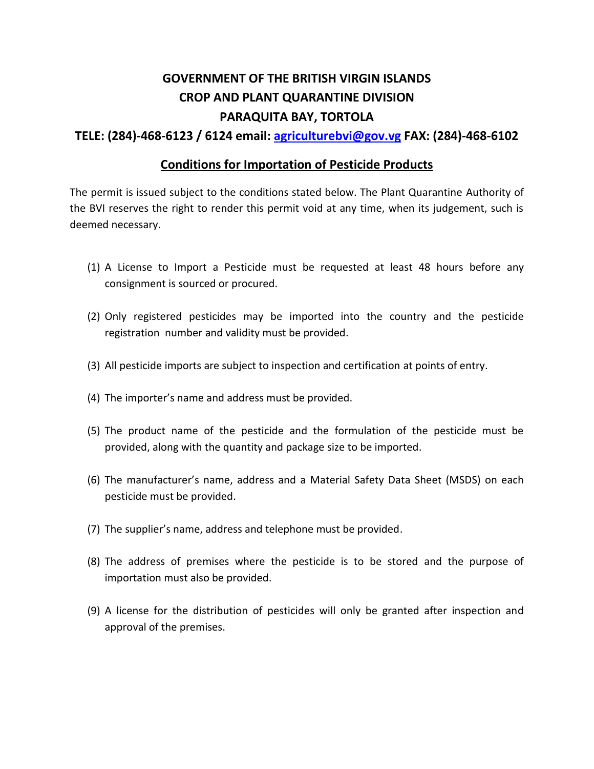# GOVERNMENT OF THE BRITISH VIRGIN ISLANDS
# CROP AND PLANT QUARANTINE DIVISION
# PARAQUITA BAY, TORTOLA

**TELE: (284)-468-6123 / 6124 email: [agriculturebvi@gov.vg](mailto:agriculturebvi@gov.vg) FAX: (284)-468-6102**

## Conditions for Importation of Pesticide Products

The permit is issued subject to the conditions stated below. The Plant Quarantine Authority of the BVI reserves the right to render this permit void at any time, when its judgement, such is deemed necessary.

(1) A License to Import a Pesticide must be requested at least 48 hours before any consignment is sourced or procured.

(2) Only registered pesticides may be imported into the country and the pesticide registration number and validity must be provided.

(3) All pesticide imports are subject to inspection and certification at points of entry.

(4) The importer's name and address must be provided.

(5) The product name of the pesticide and the formulation of the pesticide must be provided, along with the quantity and package size to be imported.

(6) The manufacturer's name, address and a Material Safety Data Sheet (MSDS) on each pesticide must be provided.

(7) The supplier's name, address and telephone must be provided.

(8) The address of premises where the pesticide is to be stored and the purpose of importation must also be provided.

(9) A license for the distribution of pesticides will only be granted after inspection and approval of the premises.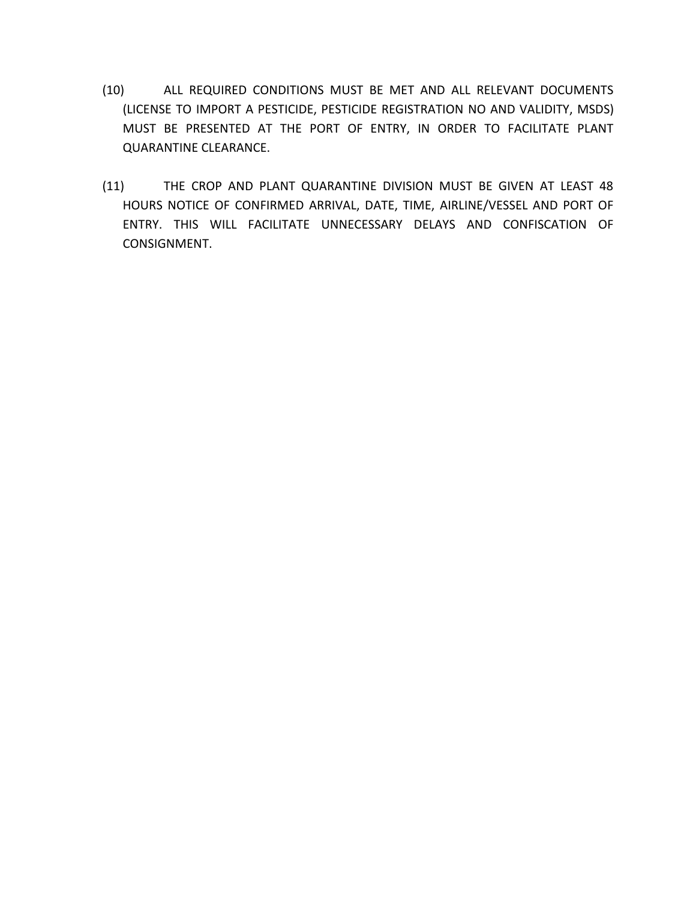(10) ALL REQUIRED CONDITIONS MUST BE MET AND ALL RELEVANT DOCUMENTS (LICENSE TO IMPORT A PESTICIDE, PESTICIDE REGISTRATION NO AND VALIDITY, MSDS) MUST BE PRESENTED AT THE PORT OF ENTRY, IN ORDER TO FACILITATE PLANT QUARANTINE CLEARANCE.

(11) THE CROP AND PLANT QUARANTINE DIVISION MUST BE GIVEN AT LEAST 48 HOURS NOTICE OF CONFIRMED ARRIVAL, DATE, TIME, AIRLINE/VESSEL AND PORT OF ENTRY. THIS WILL FACILITATE UNNECESSARY DELAYS AND CONFISCATION OF CONSIGNMENT.